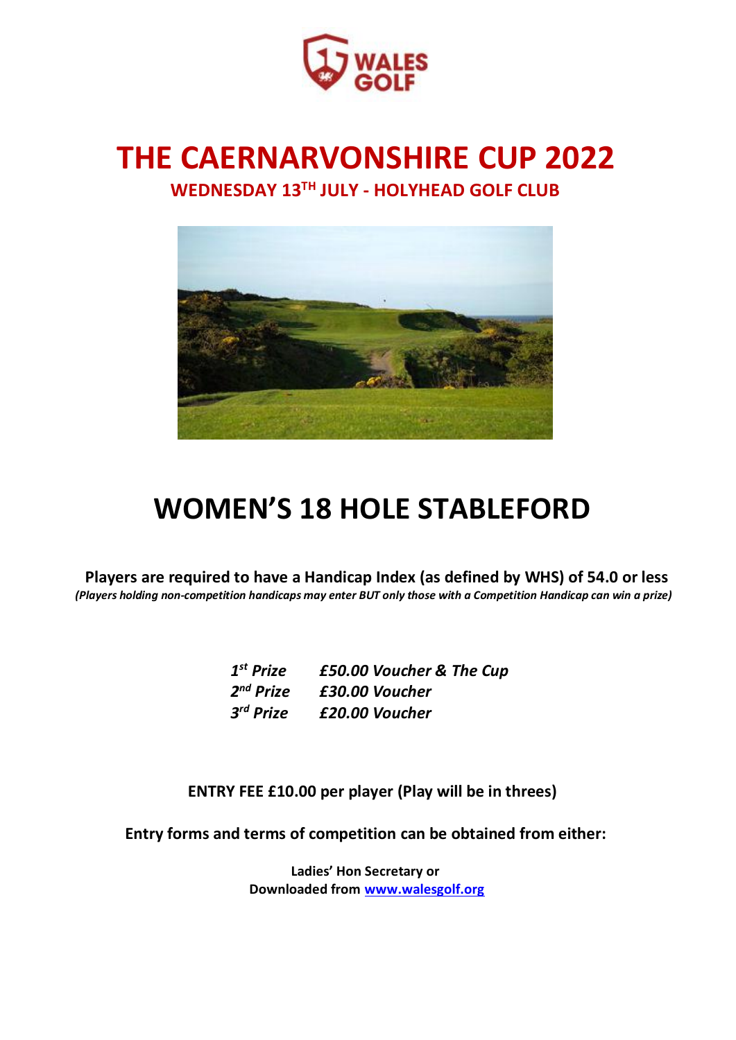# THE CAERNARVONSHIRE CUP 2022

## WEDNESDAY 13TH JULY - HOLYHEAD GOLF CLUB

# WOMEN'S 18 HOLE STABLEFORD

**Players are required to have a Handicap Index (as defined by WHS) of 54.0 or less**

***(Players holding non-competition handicaps may enter BUT only those with a Competition Handicap can win a prize)***

| | |
|---|---|
| ***1st Prize*** | ***£50.00 Voucher & The Cup*** |
| ***2nd Prize*** | ***£30.00 Voucher*** |
| ***3rd Prize*** | ***£20.00 Voucher*** |

**ENTRY FEE £10.00 per player (Play will be in threes)**

**Entry forms and terms of competition can be obtained from either:**

**Ladies' Hon Secretary or**
**Downloaded from [www.walesgolf.org](www.walesgolf.org)**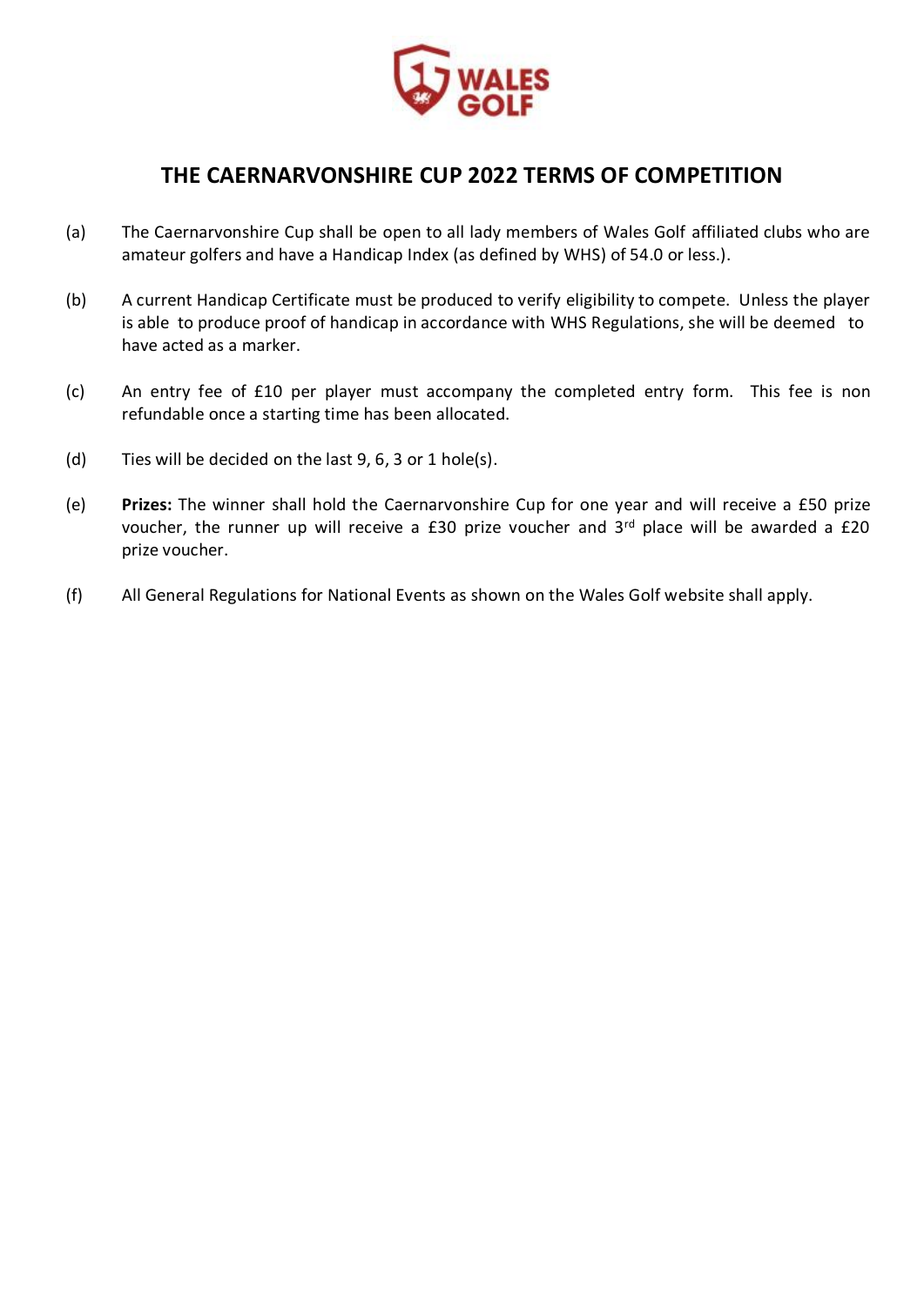# THE CAERNARVONSHIRE CUP 2022 TERMS OF COMPETITION

(a) The Caernarvonshire Cup shall be open to all lady members of Wales Golf affiliated clubs who are amateur golfers and have a Handicap Index (as defined by WHS) of 54.0 or less.).

(b) A current Handicap Certificate must be produced to verify eligibility to compete. Unless the player is able to produce proof of handicap in accordance with WHS Regulations, she will be deemed to have acted as a marker.

(c) An entry fee of £10 per player must accompany the completed entry form. This fee is non refundable once a starting time has been allocated.

(d) Ties will be decided on the last 9, 6, 3 or 1 hole(s).

(e) **Prizes:** The winner shall hold the Caernarvonshire Cup for one year and will receive a £50 prize voucher, the runner up will receive a £30 prize voucher and 3rd place will be awarded a £20 prize voucher.

(f) All General Regulations for National Events as shown on the Wales Golf website shall apply.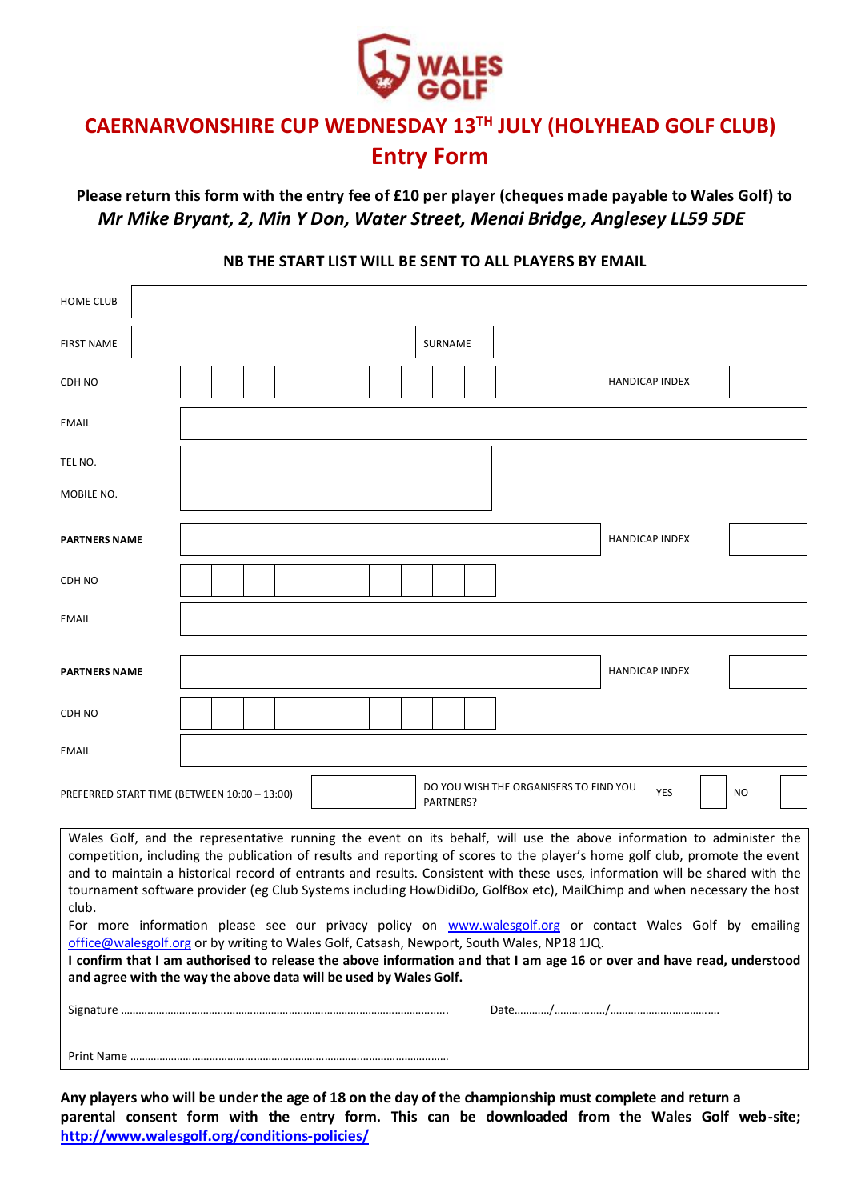# CAERNARVONSHIRE CUP WEDNESDAY 13TH JULY (HOLYHEAD GOLF CLUB)

## Entry Form

**Please return this form with the entry fee of £10 per player (cheques made payable to Wales Golf) to** ***Mr Mike Bryant, 2, Min Y Don, Water Street, Menai Bridge, Anglesey LL59 5DE***

**NB THE START LIST WILL BE SENT TO ALL PLAYERS BY EMAIL**

| | | | |
|---|---|---|---|
| HOME CLUB | | | |
| FIRST NAME | | SURNAME | |
| CDH NO | | HANDICAP INDEX | |
| EMAIL | | | |
| TEL NO. | | | |
| MOBILE NO. | | | |
| **PARTNERS NAME** | | HANDICAP INDEX | |
| CDH NO | | | |
| EMAIL | | | |
| **PARTNERS NAME** | | HANDICAP INDEX | |
| CDH NO | | | |
| EMAIL | | | |
| PREFERRED START TIME (BETWEEN 10:00 – 13:00) | | DO YOU WISH THE ORGANISERS TO FIND YOU PARTNERS? | YES ☐ NO ☐ |

Wales Golf, and the representative running the event on its behalf, will use the above information to administer the competition, including the publication of results and reporting of scores to the player's home golf club, promote the event and to maintain a historical record of entrants and results. Consistent with these uses, information will be shared with the tournament software provider (eg Club Systems including HowDidiDo, GolfBox etc), MailChimp and when necessary the host club.

For more information please see our privacy policy on www.walesgolf.org or contact Wales Golf by emailing office@walesgolf.org or by writing to Wales Golf, Catsash, Newport, South Wales, NP18 1JQ.

**I confirm that I am authorised to release the above information and that I am age 16 or over and have read, understood and agree with the way the above data will be used by Wales Golf.**

Signature ………………………………………………………………………………………….. Date………../……………../………………………………

Print Name …………………………………………………………………………………………

**Any players who will be under the age of 18 on the day of the championship must complete and return a parental consent form with the entry form. This can be downloaded from the Wales Golf web-site; http://www.walesgolf.org/conditions-policies/**